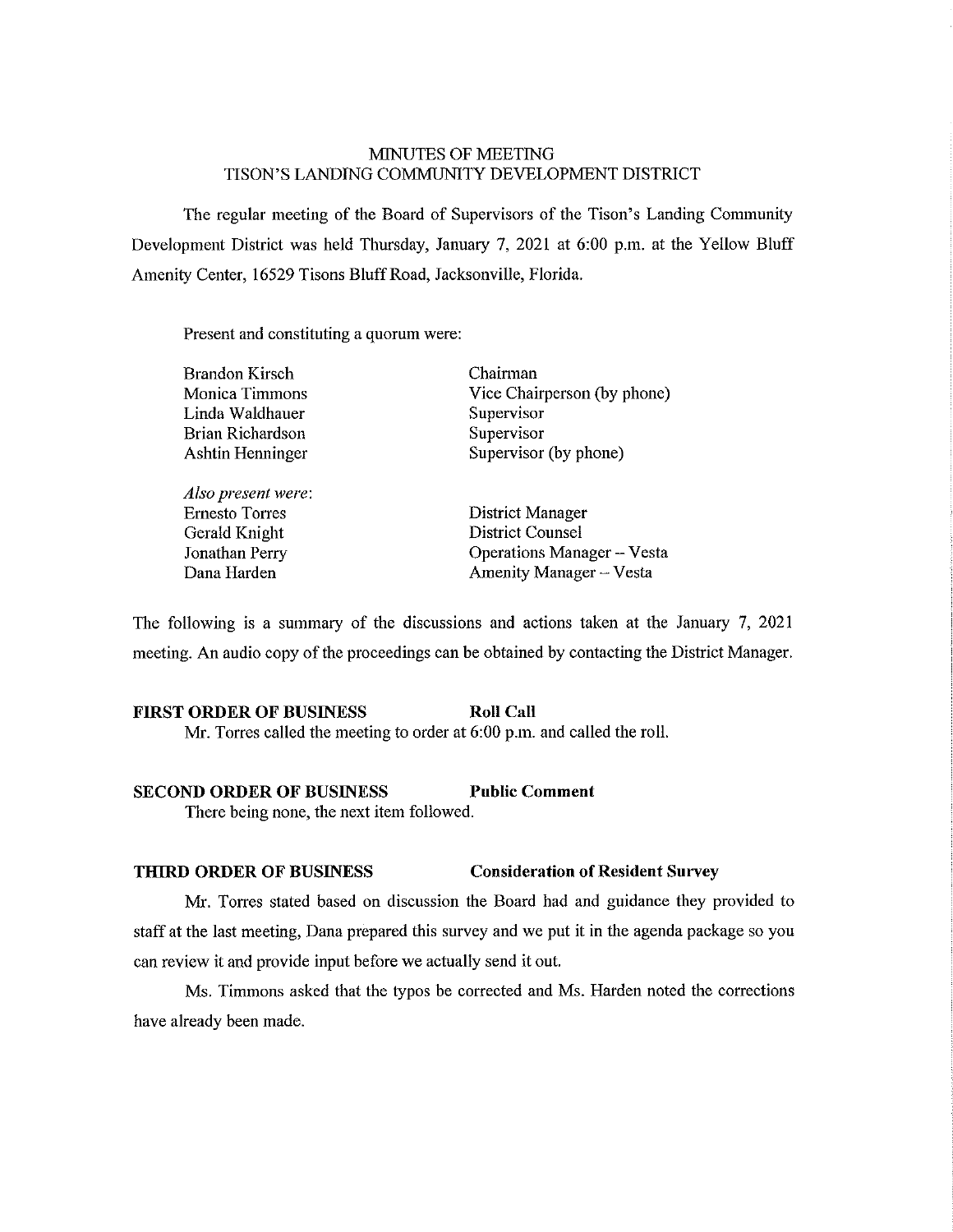# MINUTES OF MEETING
## TISON'S LANDING COMMUNITY DEVELOPMENT DISTRICT

The regular meeting of the Board of Supervisors of the Tison's Landing Community Development District was held Thursday, January 7, 2021 at 6:00 p.m. at the Yellow Bluff Amenity Center, 16529 Tisons Bluff Road, Jacksonville, Florida.

Present and constituting a quorum were:

| | |
|---|---|
| Brandon Kirsch | Chairman |
| Monica Timmons | Vice Chairperson (by phone) |
| Linda Waldhauer | Supervisor |
| Brian Richardson | Supervisor |
| Ashtin Henninger | Supervisor (by phone) |
| *Also present were*: | |
| Ernesto Torres | District Manager |
| Gerald Knight | District Counsel |
| Jonathan Perry | Operations Manager – Vesta |
| Dana Harden | Amenity Manager – Vesta |

The following is a summary of the discussions and actions taken at the January 7, 2021 meeting. An audio copy of the proceedings can be obtained by contacting the District Manager.

**FIRST ORDER OF BUSINESS Roll Call**

Mr. Torres called the meeting to order at 6:00 p.m. and called the roll.

**SECOND ORDER OF BUSINESS Public Comment**

There being none, the next item followed.

**THIRD ORDER OF BUSINESS Consideration of Resident Survey**

Mr. Torres stated based on discussion the Board had and guidance they provided to staff at the last meeting, Dana prepared this survey and we put it in the agenda package so you can review it and provide input before we actually send it out.

Ms. Timmons asked that the typos be corrected and Ms. Harden noted the corrections have already been made.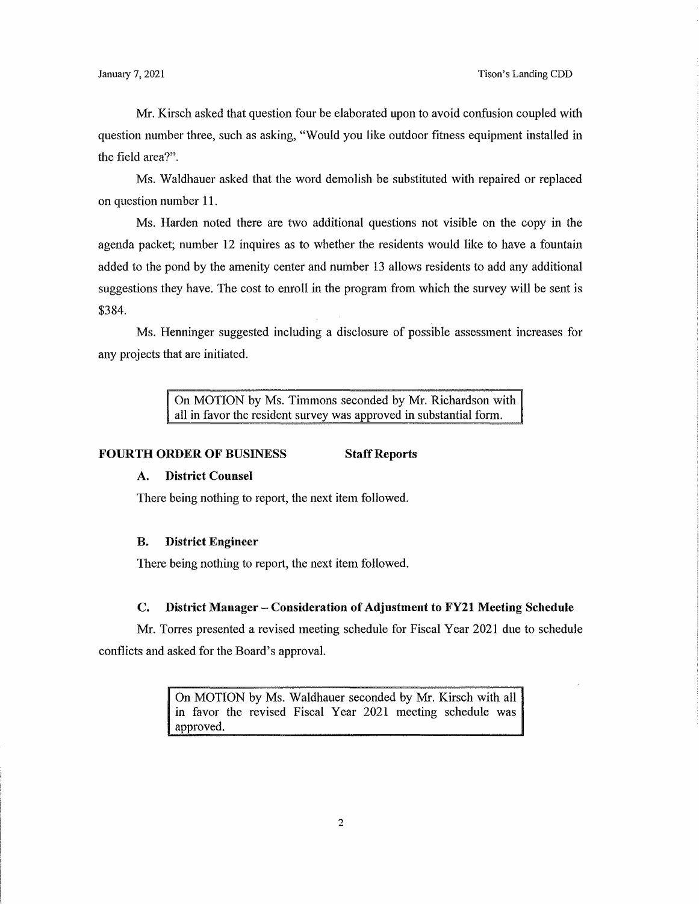Mr. Kirsch asked that question four be elaborated upon to avoid confusion coupled with question number three, such as asking, "Would you like outdoor fitness equipment installed in the field area?".

Ms. Waldhauer asked that the word demolish be substituted with repaired or replaced on question number 11.

Ms. Harden noted there are two additional questions not visible on the copy in the agenda packet; number 12 inquires as to whether the residents would like to have a fountain added to the pond by the amenity center and number 13 allows residents to add any additional suggestions they have. The cost to enroll in the program from which the survey will be sent is $384.

Ms. Henninger suggested including a disclosure of possible assessment increases for any projects that are initiated.

> On MOTION by Ms. Timmons seconded by Mr. Richardson with all in favor the resident survey was approved in substantial form.

**FOURTH ORDER OF BUSINESS** **Staff Reports**

**A. District Counsel**

There being nothing to report, the next item followed.

**B. District Engineer**

There being nothing to report, the next item followed.

**C. District Manager – Consideration of Adjustment to FY21 Meeting Schedule**

Mr. Torres presented a revised meeting schedule for Fiscal Year 2021 due to schedule conflicts and asked for the Board's approval.

> On MOTION by Ms. Waldhauer seconded by Mr. Kirsch with all in favor the revised Fiscal Year 2021 meeting schedule was approved.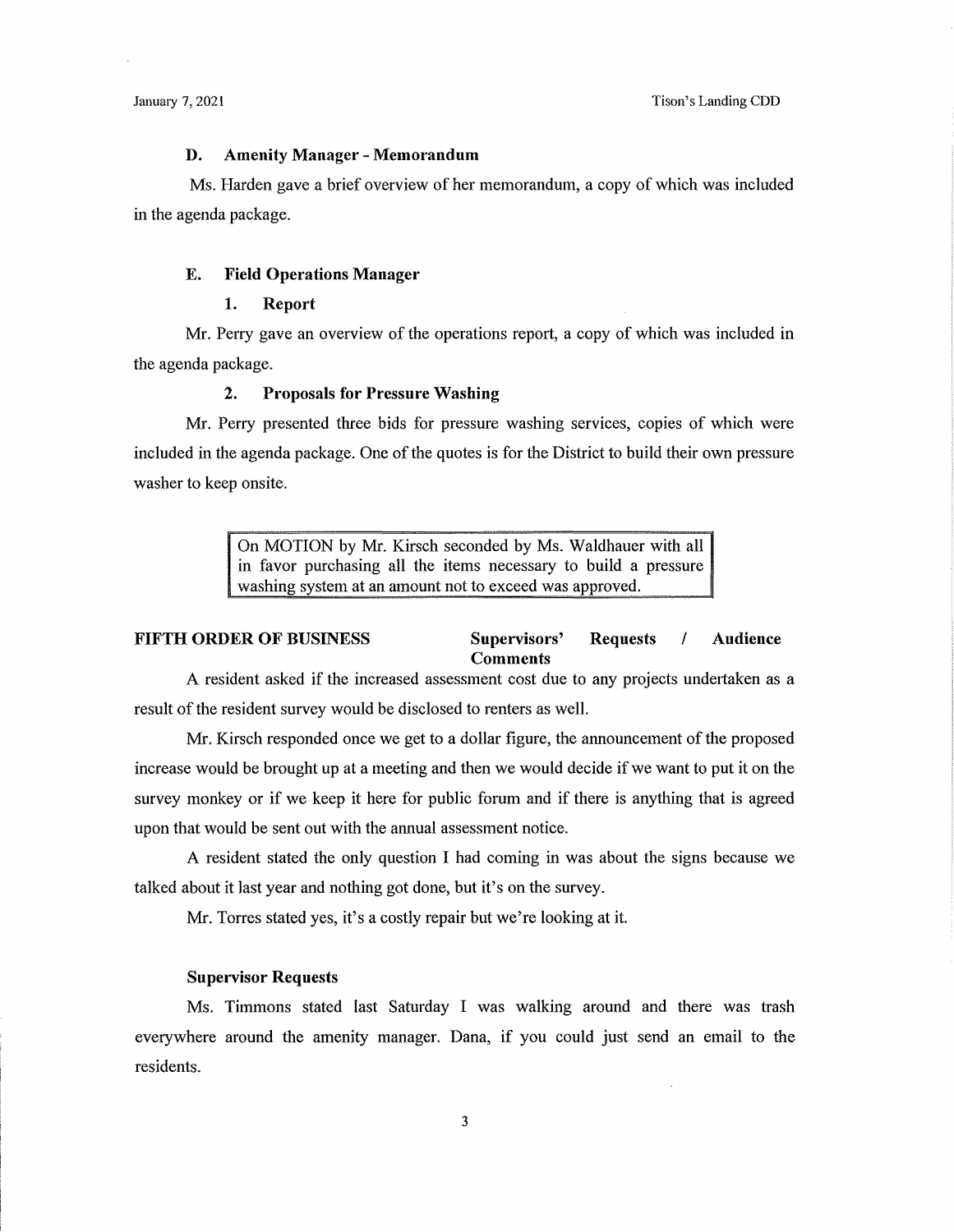### D. Amenity Manager - Memorandum

Ms. Harden gave a brief overview of her memorandum, a copy of which was included in the agenda package.

### E. Field Operations Manager

#### 1. Report

Mr. Perry gave an overview of the operations report, a copy of which was included in the agenda package.

#### 2. Proposals for Pressure Washing

Mr. Perry presented three bids for pressure washing services, copies of which were included in the agenda package. One of the quotes is for the District to build their own pressure washer to keep onsite.

> On MOTION by Mr. Kirsch seconded by Ms. Waldhauer with all in favor purchasing all the items necessary to build a pressure washing system at an amount not to exceed was approved.

## FIFTH ORDER OF BUSINESS — Supervisors' Requests / Audience Comments

A resident asked if the increased assessment cost due to any projects undertaken as a result of the resident survey would be disclosed to renters as well.

Mr. Kirsch responded once we get to a dollar figure, the announcement of the proposed increase would be brought up at a meeting and then we would decide if we want to put it on the survey monkey or if we keep it here for public forum and if there is anything that is agreed upon that would be sent out with the annual assessment notice.

A resident stated the only question I had coming in was about the signs because we talked about it last year and nothing got done, but it's on the survey.

Mr. Torres stated yes, it's a costly repair but we're looking at it.

### Supervisor Requests

Ms. Timmons stated last Saturday I was walking around and there was trash everywhere around the amenity manager. Dana, if you could just send an email to the residents.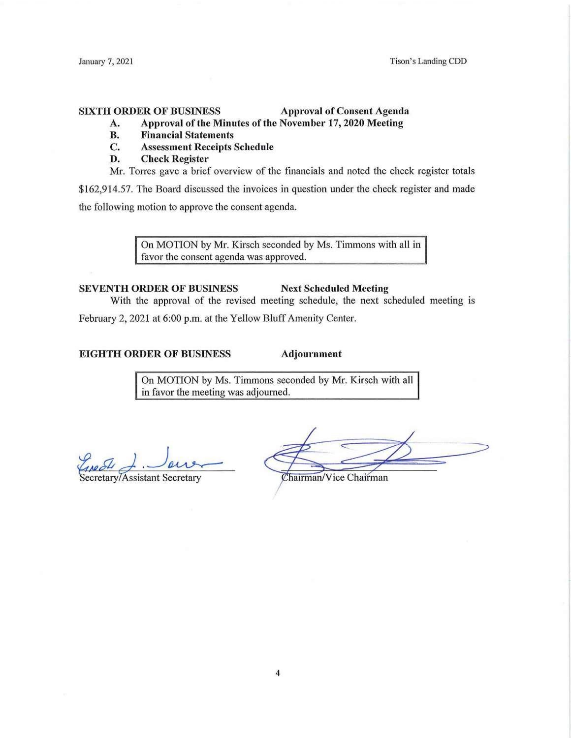**SIXTH ORDER OF BUSINESS** **Approval of Consent Agenda**

**A. Approval of the Minutes of the November 17, 2020 Meeting**

**B. Financial Statements**

**C. Assessment Receipts Schedule**

**D. Check Register**

Mr. Torres gave a brief overview of the financials and noted the check register totals $162,914.57. The Board discussed the invoices in question under the check register and made the following motion to approve the consent agenda.

> On MOTION by Mr. Kirsch seconded by Ms. Timmons with all in favor the consent agenda was approved.

**SEVENTH ORDER OF BUSINESS** **Next Scheduled Meeting**

With the approval of the revised meeting schedule, the next scheduled meeting is February 2, 2021 at 6:00 p.m. at the Yellow Bluff Amenity Center.

**EIGHTH ORDER OF BUSINESS** **Adjournment**

> On MOTION by Ms. Timmons seconded by Mr. Kirsch with all in favor the meeting was adjourned.

Secretary/Assistant Secretary

Chairman/Vice Chairman